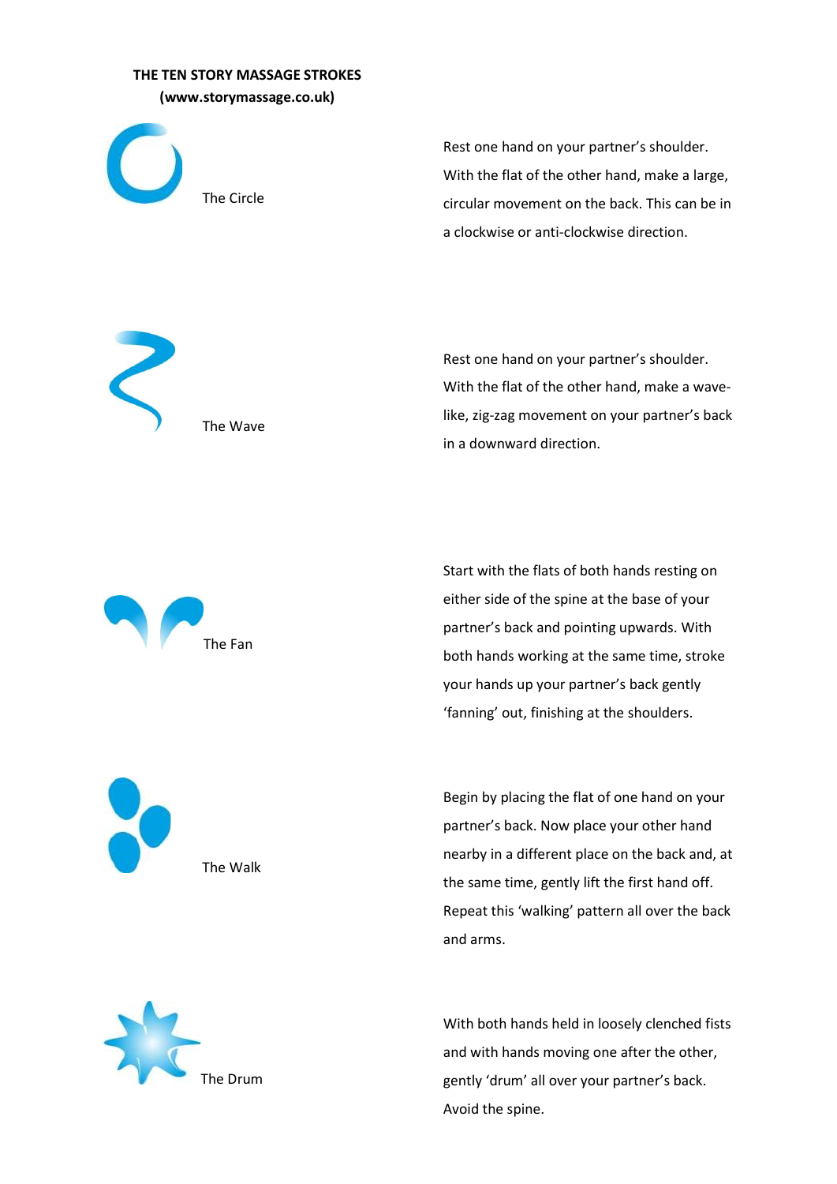**THE TEN STORY MASSAGE STROKES**

**(www.storymassage.co.uk)**

The Circle

Rest one hand on your partner's shoulder. With the flat of the other hand, make a large, circular movement on the back. This can be in a clockwise or anti-clockwise direction.

The Wave

Rest one hand on your partner's shoulder. With the flat of the other hand, make a wave-like, zig-zag movement on your partner's back in a downward direction.

The Fan

Start with the flats of both hands resting on either side of the spine at the base of your partner's back and pointing upwards. With both hands working at the same time, stroke your hands up your partner's back gently 'fanning' out, finishing at the shoulders.

The Walk

Begin by placing the flat of one hand on your partner's back. Now place your other hand nearby in a different place on the back and, at the same time, gently lift the first hand off. Repeat this 'walking' pattern all over the back and arms.

The Drum

With both hands held in loosely clenched fists and with hands moving one after the other, gently 'drum' all over your partner's back. Avoid the spine.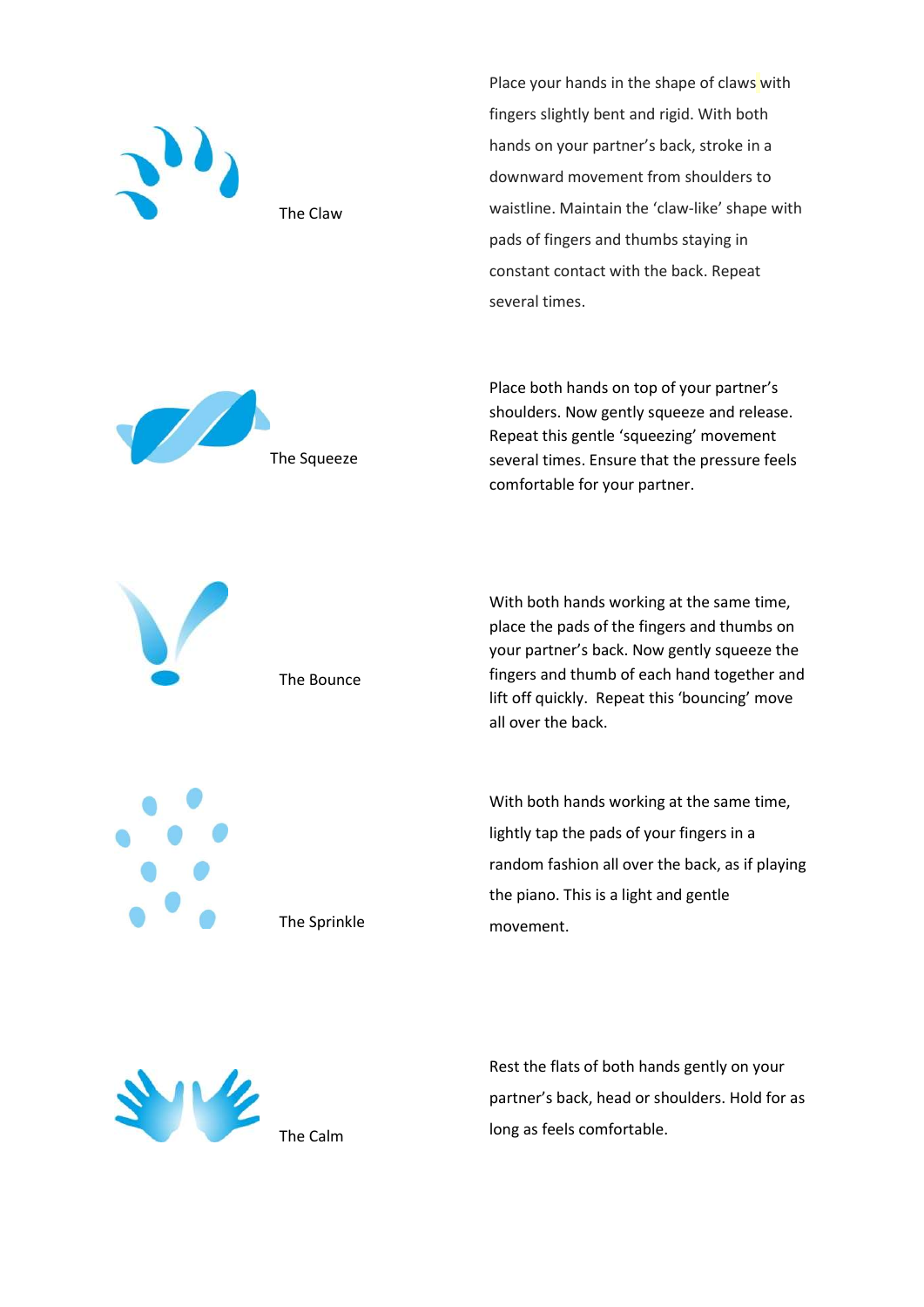**The Claw**

Place your hands in the shape of claws with fingers slightly bent and rigid. With both hands on your partner's back, stroke in a downward movement from shoulders to waistline. Maintain the 'claw-like' shape with pads of fingers and thumbs staying in constant contact with the back. Repeat several times.

**The Squeeze**

Place both hands on top of your partner's shoulders. Now gently squeeze and release. Repeat this gentle 'squeezing' movement several times. Ensure that the pressure feels comfortable for your partner.

**The Bounce**

With both hands working at the same time, place the pads of the fingers and thumbs on your partner's back. Now gently squeeze the fingers and thumb of each hand together and lift off quickly. Repeat this 'bouncing' move all over the back.

**The Sprinkle**

With both hands working at the same time, lightly tap the pads of your fingers in a random fashion all over the back, as if playing the piano. This is a light and gentle movement.

**The Calm**

Rest the flats of both hands gently on your partner's back, head or shoulders. Hold for as long as feels comfortable.